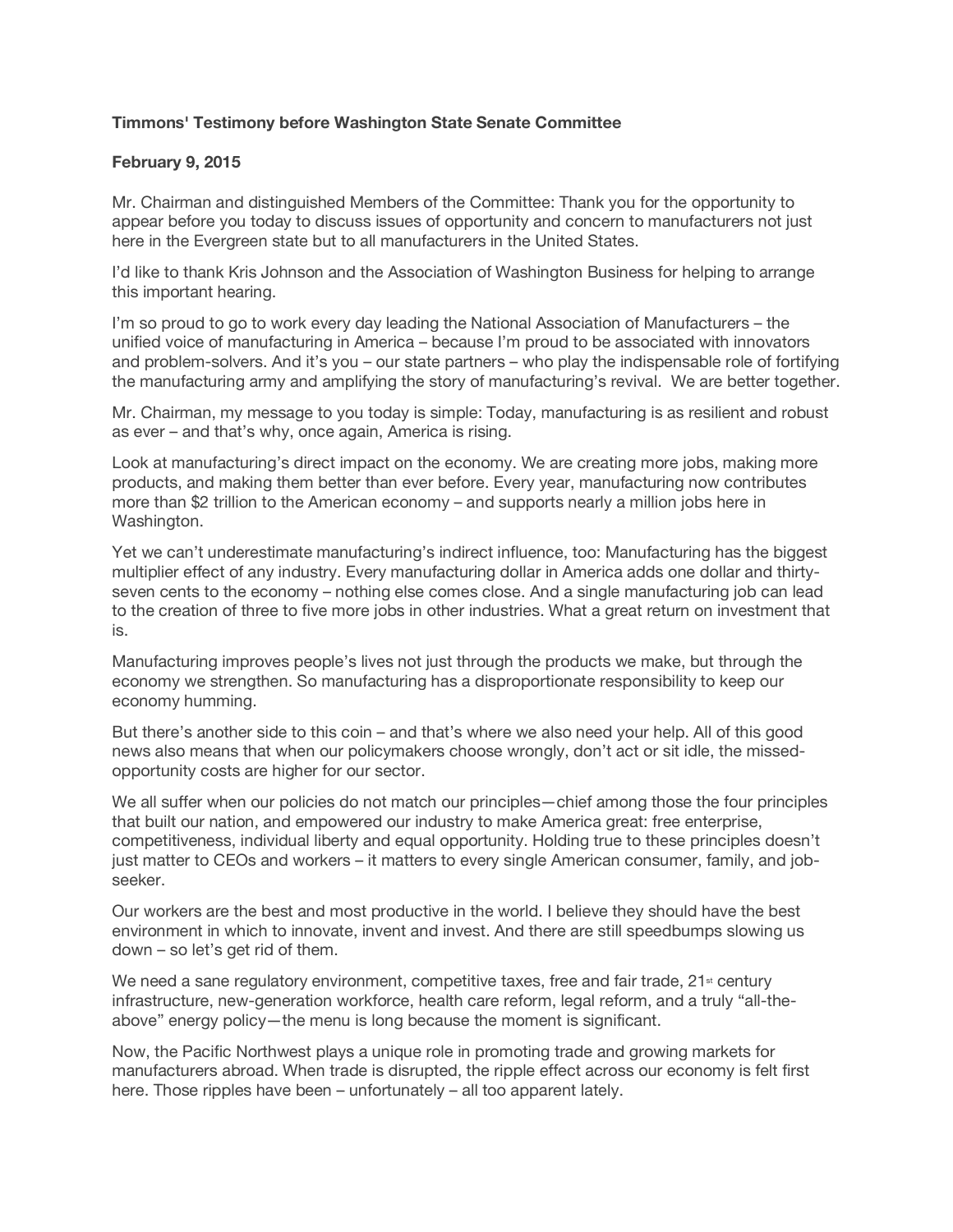**Timmons' Testimony before Washington State Senate Committee**

**February 9, 2015**

Mr. Chairman and distinguished Members of the Committee: Thank you for the opportunity to appear before you today to discuss issues of opportunity and concern to manufacturers not just here in the Evergreen state but to all manufacturers in the United States.

I'd like to thank Kris Johnson and the Association of Washington Business for helping to arrange this important hearing.

I'm so proud to go to work every day leading the National Association of Manufacturers – the unified voice of manufacturing in America – because I'm proud to be associated with innovators and problem-solvers. And it's you – our state partners – who play the indispensable role of fortifying the manufacturing army and amplifying the story of manufacturing's revival. We are better together.

Mr. Chairman, my message to you today is simple: Today, manufacturing is as resilient and robust as ever – and that's why, once again, America is rising.

Look at manufacturing's direct impact on the economy. We are creating more jobs, making more products, and making them better than ever before. Every year, manufacturing now contributes more than $2 trillion to the American economy – and supports nearly a million jobs here in Washington.

Yet we can't underestimate manufacturing's indirect influence, too: Manufacturing has the biggest multiplier effect of any industry. Every manufacturing dollar in America adds one dollar and thirty-seven cents to the economy – nothing else comes close. And a single manufacturing job can lead to the creation of three to five more jobs in other industries. What a great return on investment that is.

Manufacturing improves people's lives not just through the products we make, but through the economy we strengthen. So manufacturing has a disproportionate responsibility to keep our economy humming.

But there's another side to this coin – and that's where we also need your help. All of this good news also means that when our policymakers choose wrongly, don't act or sit idle, the missed-opportunity costs are higher for our sector.

We all suffer when our policies do not match our principles—chief among those the four principles that built our nation, and empowered our industry to make America great: free enterprise, competitiveness, individual liberty and equal opportunity. Holding true to these principles doesn't just matter to CEOs and workers – it matters to every single American consumer, family, and job-seeker.

Our workers are the best and most productive in the world. I believe they should have the best environment in which to innovate, invent and invest. And there are still speedbumps slowing us down – so let's get rid of them.

We need a sane regulatory environment, competitive taxes, free and fair trade, 21st century infrastructure, new-generation workforce, health care reform, legal reform, and a truly "all-the-above" energy policy—the menu is long because the moment is significant.

Now, the Pacific Northwest plays a unique role in promoting trade and growing markets for manufacturers abroad. When trade is disrupted, the ripple effect across our economy is felt first here. Those ripples have been – unfortunately – all too apparent lately.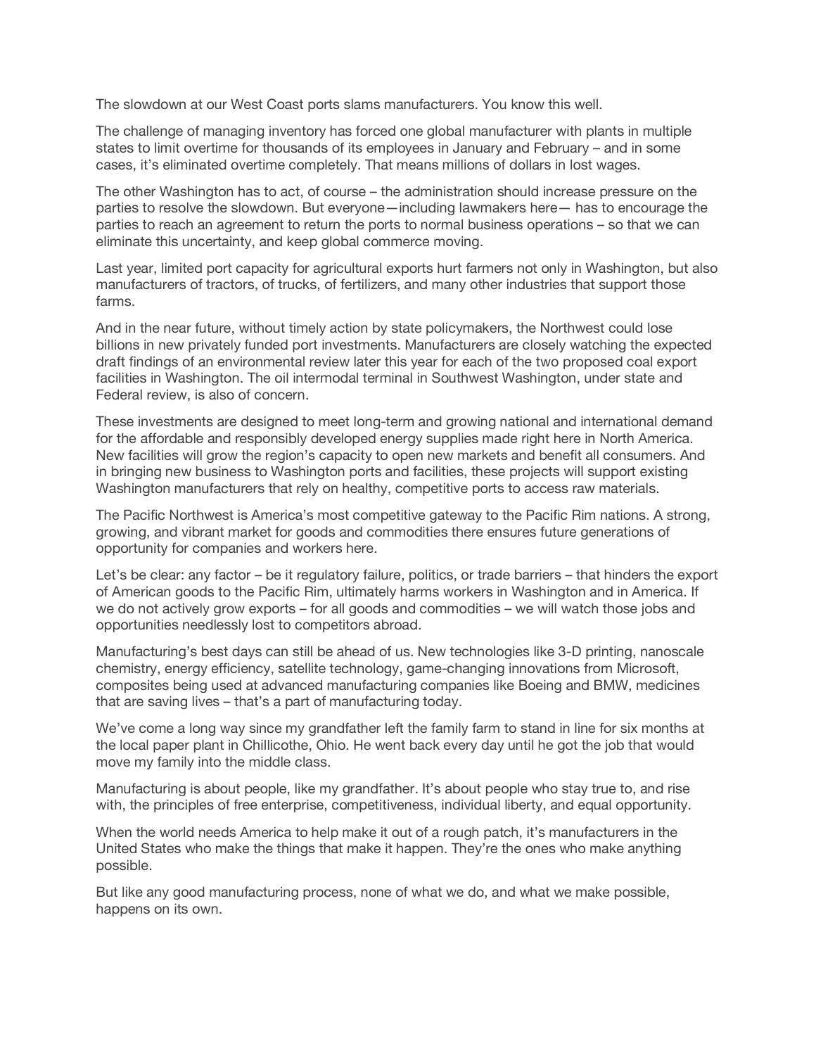The slowdown at our West Coast ports slams manufacturers. You know this well.

The challenge of managing inventory has forced one global manufacturer with plants in multiple states to limit overtime for thousands of its employees in January and February – and in some cases, it's eliminated overtime completely. That means millions of dollars in lost wages.

The other Washington has to act, of course – the administration should increase pressure on the parties to resolve the slowdown. But everyone—including lawmakers here— has to encourage the parties to reach an agreement to return the ports to normal business operations – so that we can eliminate this uncertainty, and keep global commerce moving.

Last year, limited port capacity for agricultural exports hurt farmers not only in Washington, but also manufacturers of tractors, of trucks, of fertilizers, and many other industries that support those farms.

And in the near future, without timely action by state policymakers, the Northwest could lose billions in new privately funded port investments. Manufacturers are closely watching the expected draft findings of an environmental review later this year for each of the two proposed coal export facilities in Washington. The oil intermodal terminal in Southwest Washington, under state and Federal review, is also of concern.

These investments are designed to meet long-term and growing national and international demand for the affordable and responsibly developed energy supplies made right here in North America. New facilities will grow the region's capacity to open new markets and benefit all consumers. And in bringing new business to Washington ports and facilities, these projects will support existing Washington manufacturers that rely on healthy, competitive ports to access raw materials.

The Pacific Northwest is America's most competitive gateway to the Pacific Rim nations. A strong, growing, and vibrant market for goods and commodities there ensures future generations of opportunity for companies and workers here.

Let's be clear: any factor – be it regulatory failure, politics, or trade barriers – that hinders the export of American goods to the Pacific Rim, ultimately harms workers in Washington and in America. If we do not actively grow exports – for all goods and commodities – we will watch those jobs and opportunities needlessly lost to competitors abroad.

Manufacturing's best days can still be ahead of us. New technologies like 3-D printing, nanoscale chemistry, energy efficiency, satellite technology, game-changing innovations from Microsoft, composites being used at advanced manufacturing companies like Boeing and BMW, medicines that are saving lives – that's a part of manufacturing today.

We've come a long way since my grandfather left the family farm to stand in line for six months at the local paper plant in Chillicothe, Ohio. He went back every day until he got the job that would move my family into the middle class.

Manufacturing is about people, like my grandfather. It's about people who stay true to, and rise with, the principles of free enterprise, competitiveness, individual liberty, and equal opportunity.

When the world needs America to help make it out of a rough patch, it's manufacturers in the United States who make the things that make it happen. They're the ones who make anything possible.

But like any good manufacturing process, none of what we do, and what we make possible, happens on its own.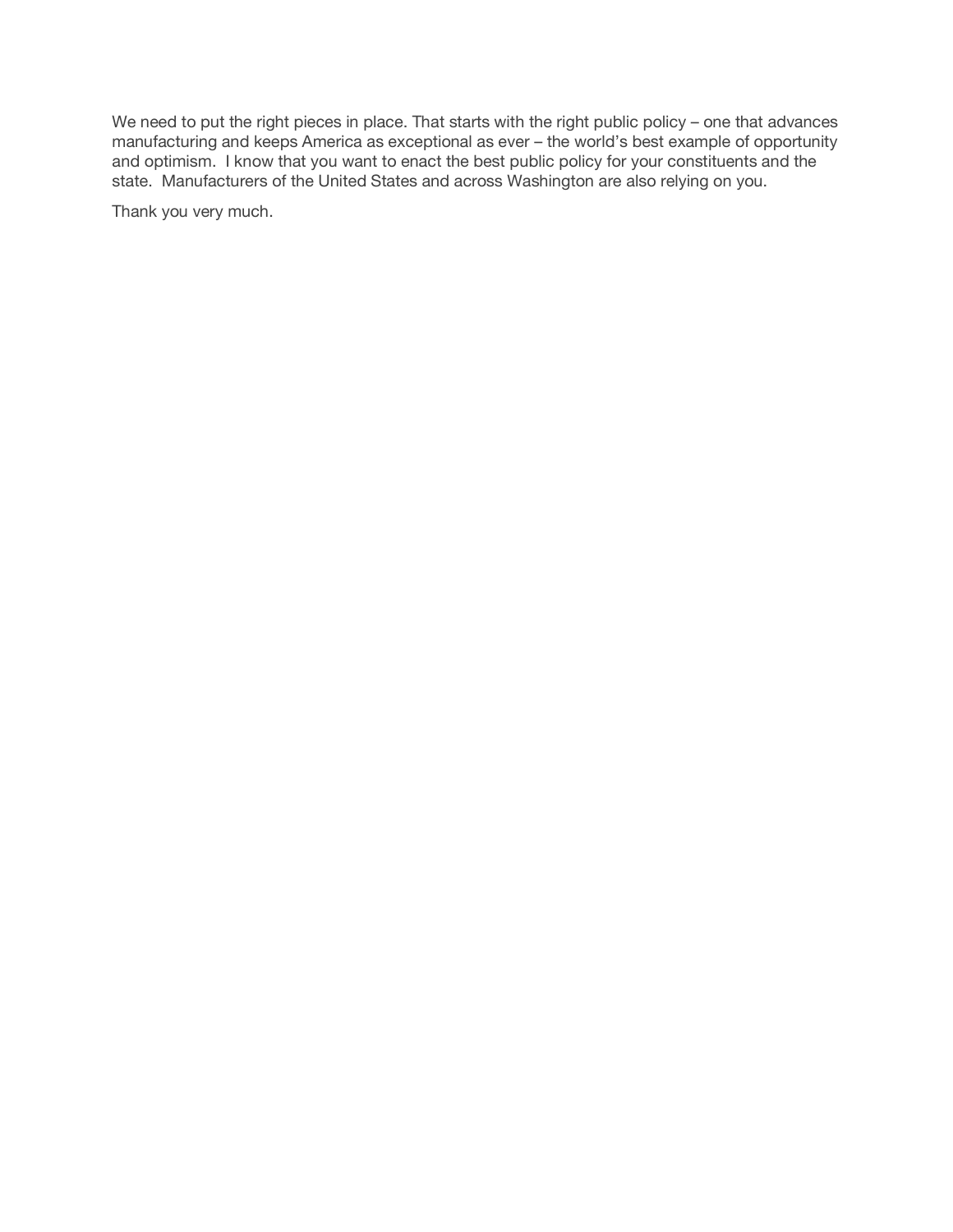We need to put the right pieces in place. That starts with the right public policy – one that advances manufacturing and keeps America as exceptional as ever – the world's best example of opportunity and optimism. I know that you want to enact the best public policy for your constituents and the state. Manufacturers of the United States and across Washington are also relying on you.

Thank you very much.